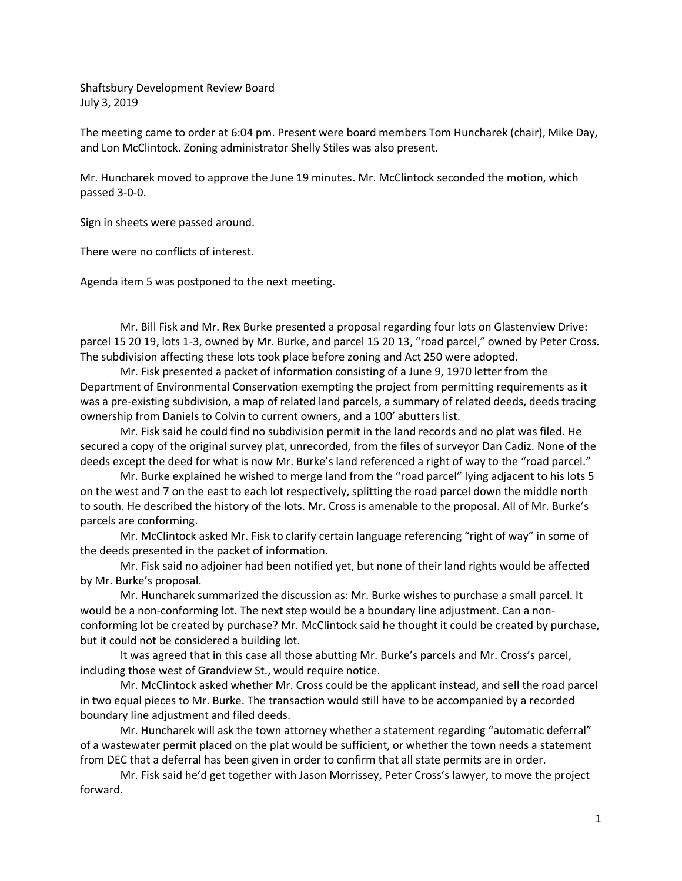Shaftsbury Development Review Board
July 3, 2019

The meeting came to order at 6:04 pm. Present were board members Tom Huncharek (chair), Mike Day, and Lon McClintock. Zoning administrator Shelly Stiles was also present.

Mr. Huncharek moved to approve the June 19 minutes. Mr. McClintock seconded the motion, which passed 3-0-0.

Sign in sheets were passed around.

There were no conflicts of interest.

Agenda item 5 was postponed to the next meeting.

Mr. Bill Fisk and Mr. Rex Burke presented a proposal regarding four lots on Glastenview Drive: parcel 15 20 19, lots 1-3, owned by Mr. Burke, and parcel 15 20 13, "road parcel," owned by Peter Cross. The subdivision affecting these lots took place before zoning and Act 250 were adopted.

Mr. Fisk presented a packet of information consisting of a June 9, 1970 letter from the Department of Environmental Conservation exempting the project from permitting requirements as it was a pre-existing subdivision, a map of related land parcels, a summary of related deeds, deeds tracing ownership from Daniels to Colvin to current owners, and a 100' abutters list.

Mr. Fisk said he could find no subdivision permit in the land records and no plat was filed. He secured a copy of the original survey plat, unrecorded, from the files of surveyor Dan Cadiz. None of the deeds except the deed for what is now Mr. Burke's land referenced a right of way to the "road parcel."

Mr. Burke explained he wished to merge land from the "road parcel" lying adjacent to his lots 5 on the west and 7 on the east to each lot respectively, splitting the road parcel down the middle north to south. He described the history of the lots. Mr. Cross is amenable to the proposal. All of Mr. Burke's parcels are conforming.

Mr. McClintock asked Mr. Fisk to clarify certain language referencing "right of way" in some of the deeds presented in the packet of information.

Mr. Fisk said no adjoiner had been notified yet, but none of their land rights would be affected by Mr. Burke's proposal.

Mr. Huncharek summarized the discussion as: Mr. Burke wishes to purchase a small parcel. It would be a non-conforming lot. The next step would be a boundary line adjustment. Can a non-conforming lot be created by purchase? Mr. McClintock said he thought it could be created by purchase, but it could not be considered a building lot.

It was agreed that in this case all those abutting Mr. Burke's parcels and Mr. Cross's parcel, including those west of Grandview St., would require notice.

Mr. McClintock asked whether Mr. Cross could be the applicant instead, and sell the road parcel in two equal pieces to Mr. Burke. The transaction would still have to be accompanied by a recorded boundary line adjustment and filed deeds.

Mr. Huncharek will ask the town attorney whether a statement regarding "automatic deferral" of a wastewater permit placed on the plat would be sufficient, or whether the town needs a statement from DEC that a deferral has been given in order to confirm that all state permits are in order.

Mr. Fisk said he'd get together with Jason Morrissey, Peter Cross's lawyer, to move the project forward.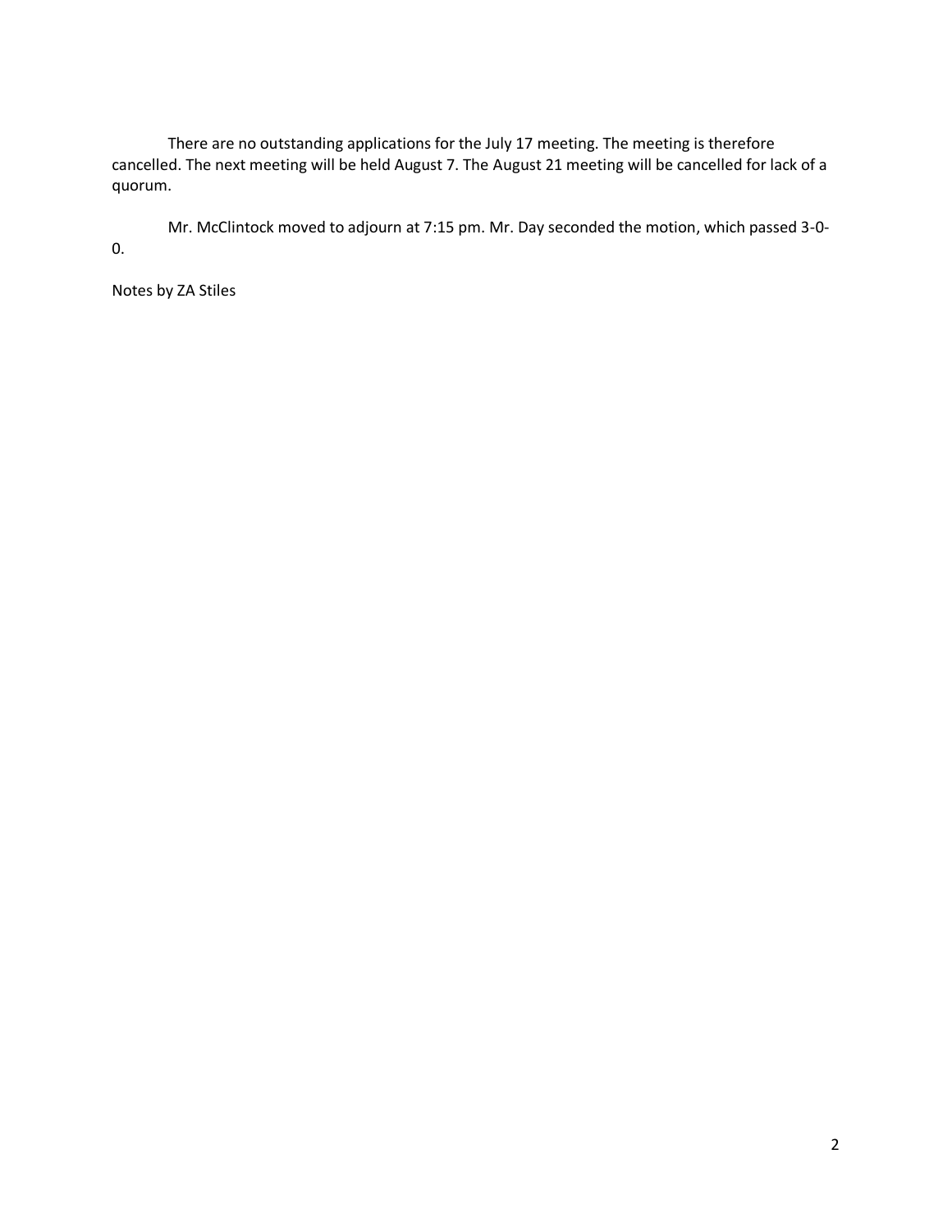There are no outstanding applications for the July 17 meeting. The meeting is therefore cancelled. The next meeting will be held August 7. The August 21 meeting will be cancelled for lack of a quorum.

Mr. McClintock moved to adjourn at 7:15 pm. Mr. Day seconded the motion, which passed 3-0-0.

Notes by ZA Stiles